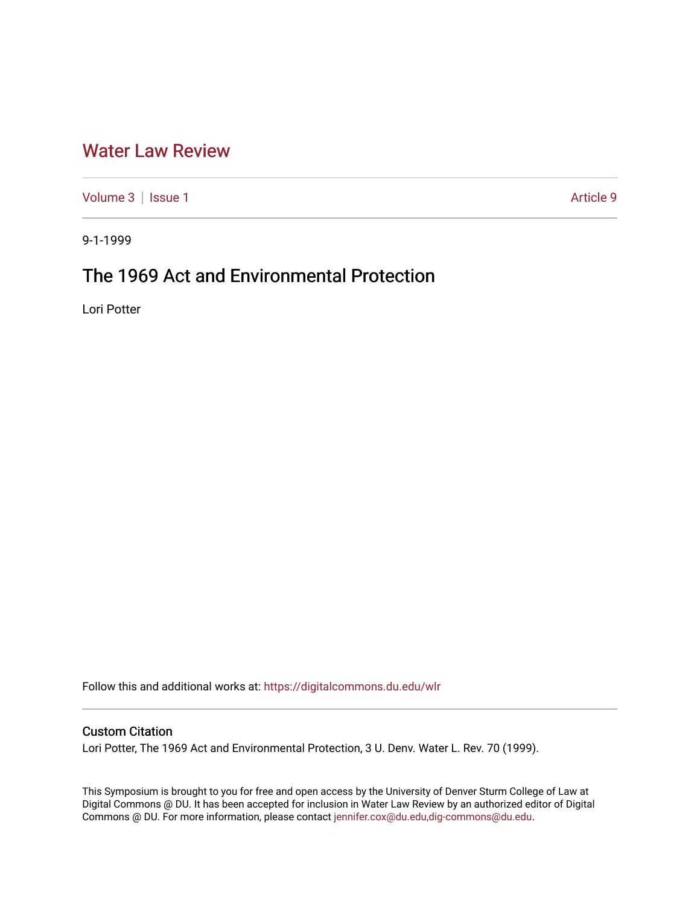# Water Law Review

Volume 3 | Issue 1 Article 9

9-1-1999

## The 1969 Act and Environmental Protection

Lori Potter

Follow this and additional works at: https://digitalcommons.du.edu/wlr

### Custom Citation

Lori Potter, The 1969 Act and Environmental Protection, 3 U. Denv. Water L. Rev. 70 (1999).

This Symposium is brought to you for free and open access by the University of Denver Sturm College of Law at Digital Commons @ DU. It has been accepted for inclusion in Water Law Review by an authorized editor of Digital Commons @ DU. For more information, please contact jennifer.cox@du.edu,dig-commons@du.edu.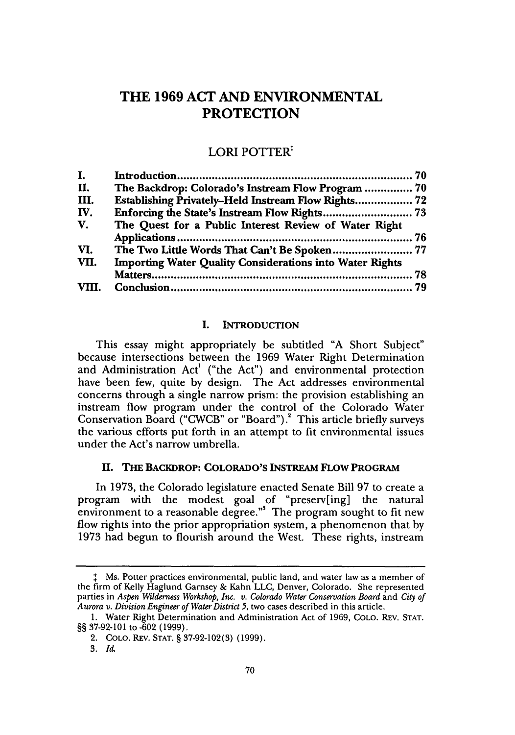# THE 1969 ACT AND ENVIRONMENTAL PROTECTION

## LORI POTTER[‡]

| | | |
|---|---|---|
| I. | Introduction | 70 |
| II. | The Backdrop: Colorado's Instream Flow Program | 70 |
| III. | Establishing Privately-Held Instream Flow Rights | 72 |
| IV. | Enforcing the State's Instream Flow Rights | 73 |
| V. | The Quest for a Public Interest Review of Water Right Applications | 76 |
| VI. | The Two Little Words That Can't Be Spoken | 77 |
| VII. | Importing Water Quality Considerations into Water Rights Matters | 78 |
| VIII. | Conclusion | 79 |

### I. INTRODUCTION

This essay might appropriately be subtitled "A Short Subject" because intersections between the 1969 Water Right Determination and Administration Act[1] ("the Act") and environmental protection have been few, quite by design. The Act addresses environmental concerns through a single narrow prism: the provision establishing an instream flow program under the control of the Colorado Water Conservation Board ("CWCB" or "Board").[2] This article briefly surveys the various efforts put forth in an attempt to fit environmental issues under the Act's narrow umbrella.

### II. THE BACKDROP: COLORADO'S INSTREAM FLOW PROGRAM

In 1973, the Colorado legislature enacted Senate Bill 97 to create a program with the modest goal of "preserv[ing] the natural environment to a reasonable degree."[3] The program sought to fit new flow rights into the prior appropriation system, a phenomenon that by 1973 had begun to flourish around the West. These rights, instream

---

‡ Ms. Potter practices environmental, public land, and water law as a member of the firm of Kelly Haglund Garnsey & Kahn LLC, Denver, Colorado. She represented parties in *Aspen Wilderness Workshop, Inc. v. Colorado Water Conservation Board* and *City of Aurora v. Division Engineer of Water District 5*, two cases described in this article.

1. Water Right Determination and Administration Act of 1969, COLO. REV. STAT. §§ 37-92-101 to -602 (1999).

2. COLO. REV. STAT. § 37-92-102(3) (1999).

3. *Id.*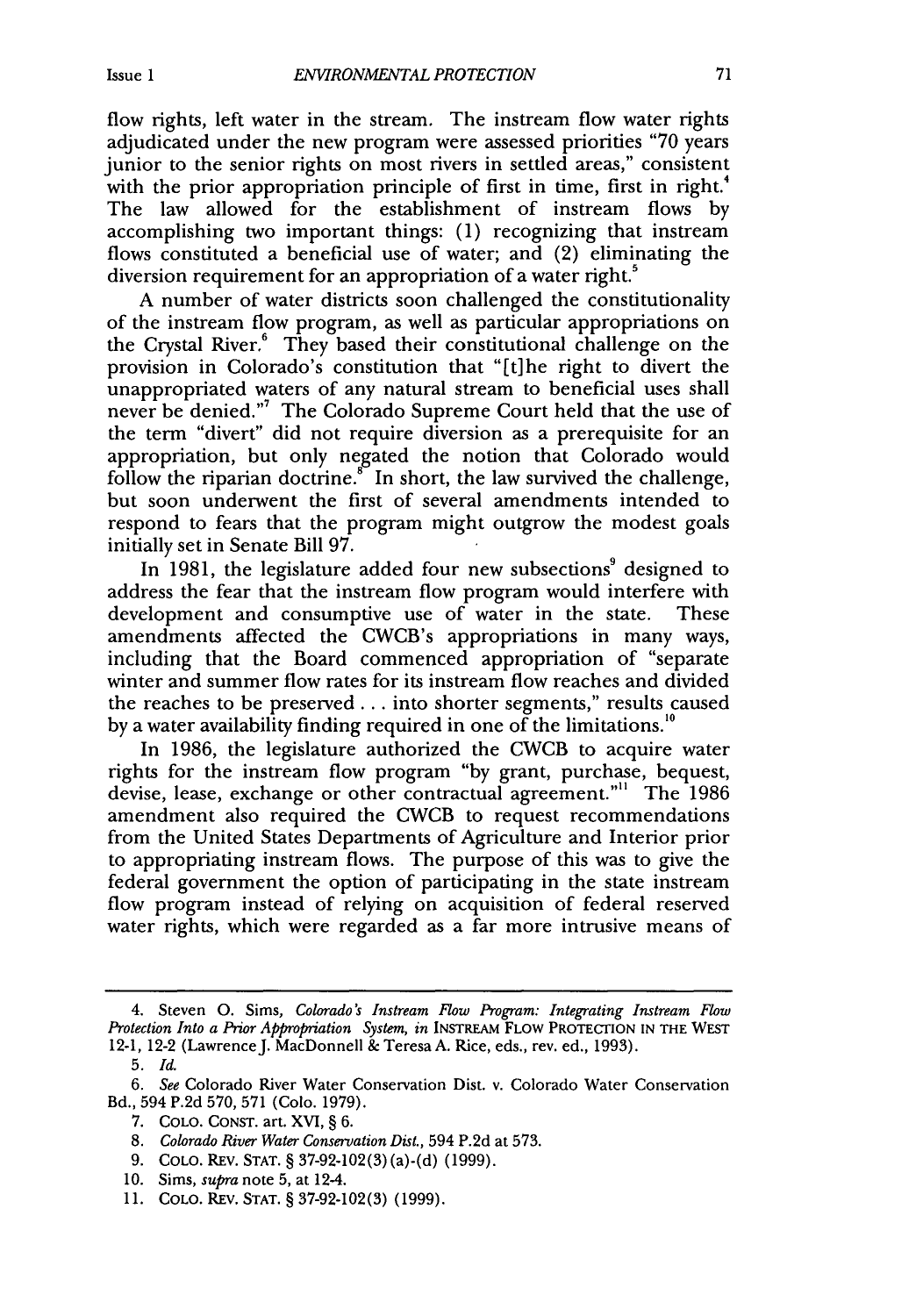flow rights, left water in the stream. The instream flow water rights adjudicated under the new program were assessed priorities "70 years junior to the senior rights on most rivers in settled areas," consistent with the prior appropriation principle of first in time, first in right.[4] The law allowed for the establishment of instream flows by accomplishing two important things: (1) recognizing that instream flows constituted a beneficial use of water; and (2) eliminating the diversion requirement for an appropriation of a water right.[5]

A number of water districts soon challenged the constitutionality of the instream flow program, as well as particular appropriations on the Crystal River.[6] They based their constitutional challenge on the provision in Colorado's constitution that "[t]he right to divert the unappropriated waters of any natural stream to beneficial uses shall never be denied."[7] The Colorado Supreme Court held that the use of the term "divert" did not require diversion as a prerequisite for an appropriation, but only negated the notion that Colorado would follow the riparian doctrine.[8] In short, the law survived the challenge, but soon underwent the first of several amendments intended to respond to fears that the program might outgrow the modest goals initially set in Senate Bill 97.

In 1981, the legislature added four new subsections[9] designed to address the fear that the instream flow program would interfere with development and consumptive use of water in the state. These amendments affected the CWCB's appropriations in many ways, including that the Board commenced appropriation of "separate winter and summer flow rates for its instream flow reaches and divided the reaches to be preserved . . . into shorter segments," results caused by a water availability finding required in one of the limitations.[10]

In 1986, the legislature authorized the CWCB to acquire water rights for the instream flow program "by grant, purchase, bequest, devise, lease, exchange or other contractual agreement."[11] The 1986 amendment also required the CWCB to request recommendations from the United States Departments of Agriculture and Interior prior to appropriating instream flows. The purpose of this was to give the federal government the option of participating in the state instream flow program instead of relying on acquisition of federal reserved water rights, which were regarded as a far more intrusive means of

---

4. Steven O. Sims, *Colorado's Instream Flow Program: Integrating Instream Flow Protection Into a Prior Appropriation System*, *in* INSTREAM FLOW PROTECTION IN THE WEST 12-1, 12-2 (Lawrence J. MacDonnell & Teresa A. Rice, eds., rev. ed., 1993).

5. *Id.*

6. *See* Colorado River Water Conservation Dist. v. Colorado Water Conservation Bd., 594 P.2d 570, 571 (Colo. 1979).

7. COLO. CONST. art. XVI, § 6.

8. *Colorado River Water Conservation Dist.*, 594 P.2d at 573.

9. COLO. REV. STAT. § 37-92-102(3)(a)-(d) (1999).

10. Sims, *supra* note 5, at 12-4.

11. COLO. REV. STAT. § 37-92-102(3) (1999).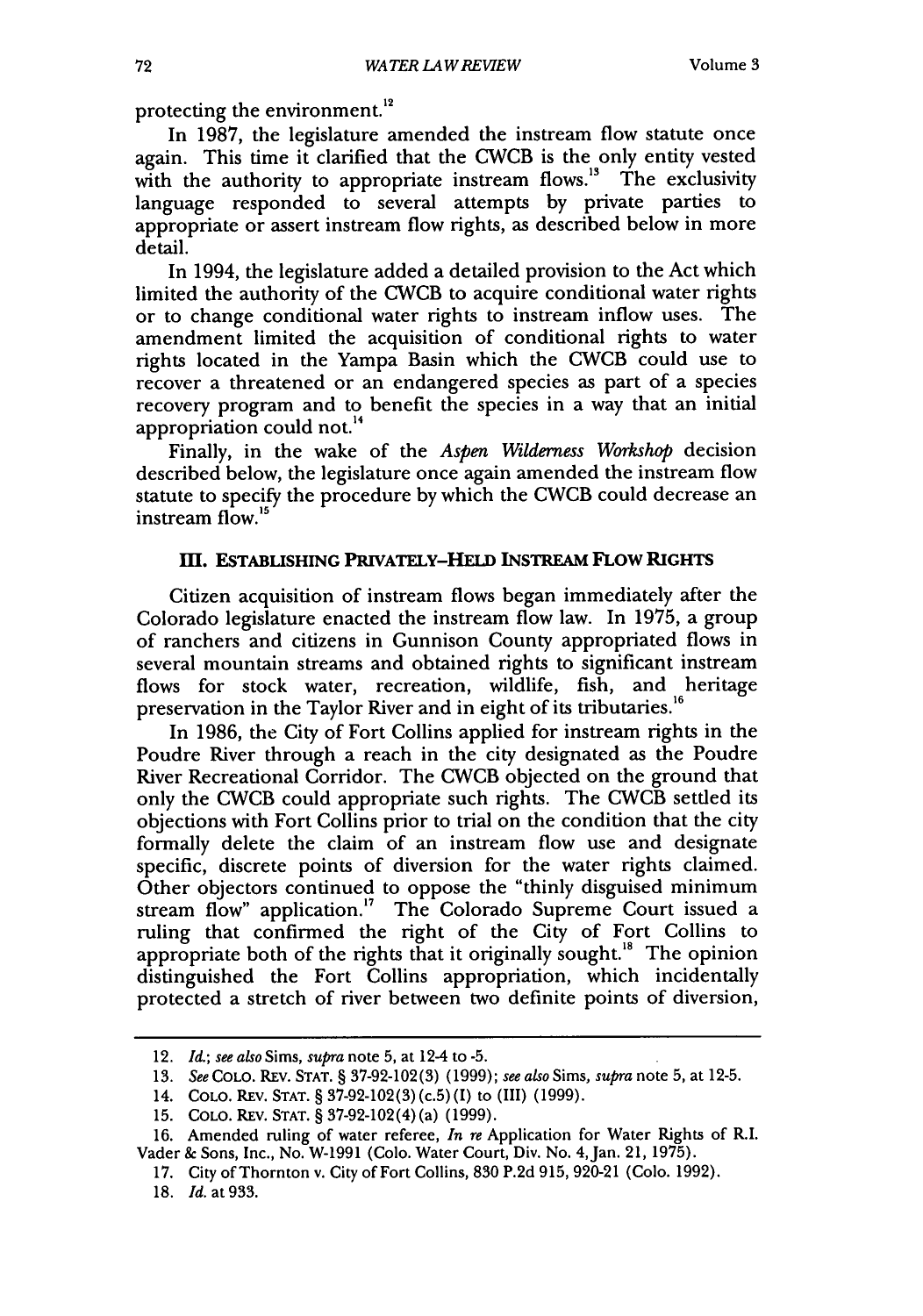protecting the environment.[12]

In 1987, the legislature amended the instream flow statute once again. This time it clarified that the CWCB is the only entity vested with the authority to appropriate instream flows.[13] The exclusivity language responded to several attempts by private parties to appropriate or assert instream flow rights, as described below in more detail.

In 1994, the legislature added a detailed provision to the Act which limited the authority of the CWCB to acquire conditional water rights or to change conditional water rights to instream inflow uses. The amendment limited the acquisition of conditional rights to water rights located in the Yampa Basin which the CWCB could use to recover a threatened or an endangered species as part of a species recovery program and to benefit the species in a way that an initial appropriation could not.[14]

Finally, in the wake of the *Aspen Wilderness Workshop* decision described below, the legislature once again amended the instream flow statute to specify the procedure by which the CWCB could decrease an instream flow.[15]

## III. ESTABLISHING PRIVATELY-HELD INSTREAM FLOW RIGHTS

Citizen acquisition of instream flows began immediately after the Colorado legislature enacted the instream flow law. In 1975, a group of ranchers and citizens in Gunnison County appropriated flows in several mountain streams and obtained rights to significant instream flows for stock water, recreation, wildlife, fish, and heritage preservation in the Taylor River and in eight of its tributaries.[16]

In 1986, the City of Fort Collins applied for instream rights in the Poudre River through a reach in the city designated as the Poudre River Recreational Corridor. The CWCB objected on the ground that only the CWCB could appropriate such rights. The CWCB settled its objections with Fort Collins prior to trial on the condition that the city formally delete the claim of an instream flow use and designate specific, discrete points of diversion for the water rights claimed. Other objectors continued to oppose the "thinly disguised minimum stream flow" application.[17] The Colorado Supreme Court issued a ruling that confirmed the right of the City of Fort Collins to appropriate both of the rights that it originally sought.[18] The opinion distinguished the Fort Collins appropriation, which incidentally protected a stretch of river between two definite points of diversion,

---

12. *Id.*; *see also* Sims, *supra* note 5, at 12-4 to -5.

13. *See* COLO. REV. STAT. § 37-92-102(3) (1999); *see also* Sims, *supra* note 5, at 12-5.

14. COLO. REV. STAT. § 37-92-102(3)(c.5)(I) to (III) (1999).

15. COLO. REV. STAT. § 37-92-102(4)(a) (1999).

16. Amended ruling of water referee, *In re* Application for Water Rights of R.I. Vader & Sons, Inc., No. W-1991 (Colo. Water Court, Div. No. 4, Jan. 21, 1975).

17. City of Thornton v. City of Fort Collins, 830 P.2d 915, 920-21 (Colo. 1992).

18. *Id.* at 933.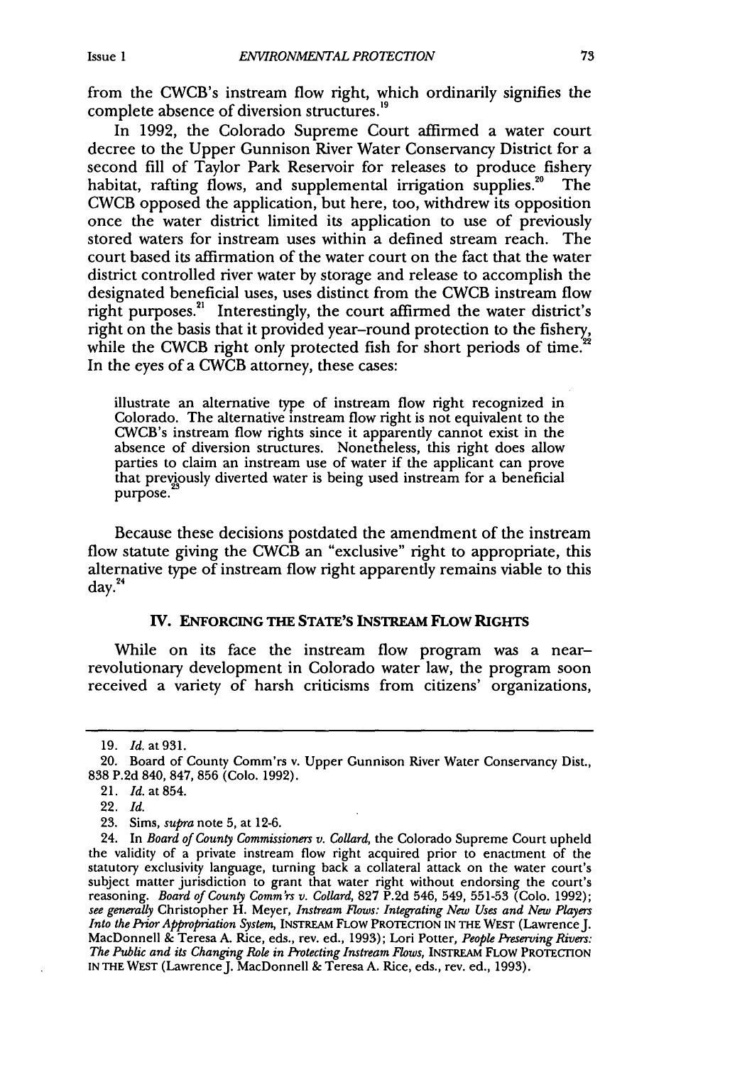from the CWCB's instream flow right, which ordinarily signifies the complete absence of diversion structures.[19]

In 1992, the Colorado Supreme Court affirmed a water court decree to the Upper Gunnison River Water Conservancy District for a second fill of Taylor Park Reservoir for releases to produce fishery habitat, rafting flows, and supplemental irrigation supplies.[20] The CWCB opposed the application, but here, too, withdrew its opposition once the water district limited its application to use of previously stored waters for instream uses within a defined stream reach. The court based its affirmation of the water court on the fact that the water district controlled river water by storage and release to accomplish the designated beneficial uses, uses distinct from the CWCB instream flow right purposes.[21] Interestingly, the court affirmed the water district's right on the basis that it provided year-round protection to the fishery, while the CWCB right only protected fish for short periods of time.[22] In the eyes of a CWCB attorney, these cases:

> illustrate an alternative type of instream flow right recognized in Colorado. The alternative instream flow right is not equivalent to the CWCB's instream flow rights since it apparently cannot exist in the absence of diversion structures. Nonetheless, this right does allow parties to claim an instream use of water if the applicant can prove that previously diverted water is being used instream for a beneficial purpose.[23]

Because these decisions postdated the amendment of the instream flow statute giving the CWCB an "exclusive" right to appropriate, this alternative type of instream flow right apparently remains viable to this day.[24]

## IV. ENFORCING THE STATE'S INSTREAM FLOW RIGHTS

While on its face the instream flow program was a near-revolutionary development in Colorado water law, the program soon received a variety of harsh criticisms from citizens' organizations,

---

19. *Id.* at 931.

20. Board of County Comm'rs v. Upper Gunnison River Water Conservancy Dist., 838 P.2d 840, 847, 856 (Colo. 1992).

21. *Id.* at 854.

22. *Id.*

23. Sims, *supra* note 5, at 12-6.

24. In *Board of County Commissioners v. Collard*, the Colorado Supreme Court upheld the validity of a private instream flow right acquired prior to enactment of the statutory exclusivity language, turning back a collateral attack on the water court's subject matter jurisdiction to grant that water right without endorsing the court's reasoning. *Board of County Comm'rs v. Collard*, 827 P.2d 546, 549, 551-53 (Colo. 1992); *see generally* Christopher H. Meyer, *Instream Flows: Integrating New Uses and New Players Into the Prior Appropriation System*, INSTREAM FLOW PROTECTION IN THE WEST (Lawrence J. MacDonnell & Teresa A. Rice, eds., rev. ed., 1993); Lori Potter, *People Preserving Rivers: The Public and its Changing Role in Protecting Instream Flows*, INSTREAM FLOW PROTECTION IN THE WEST (Lawrence J. MacDonnell & Teresa A. Rice, eds., rev. ed., 1993).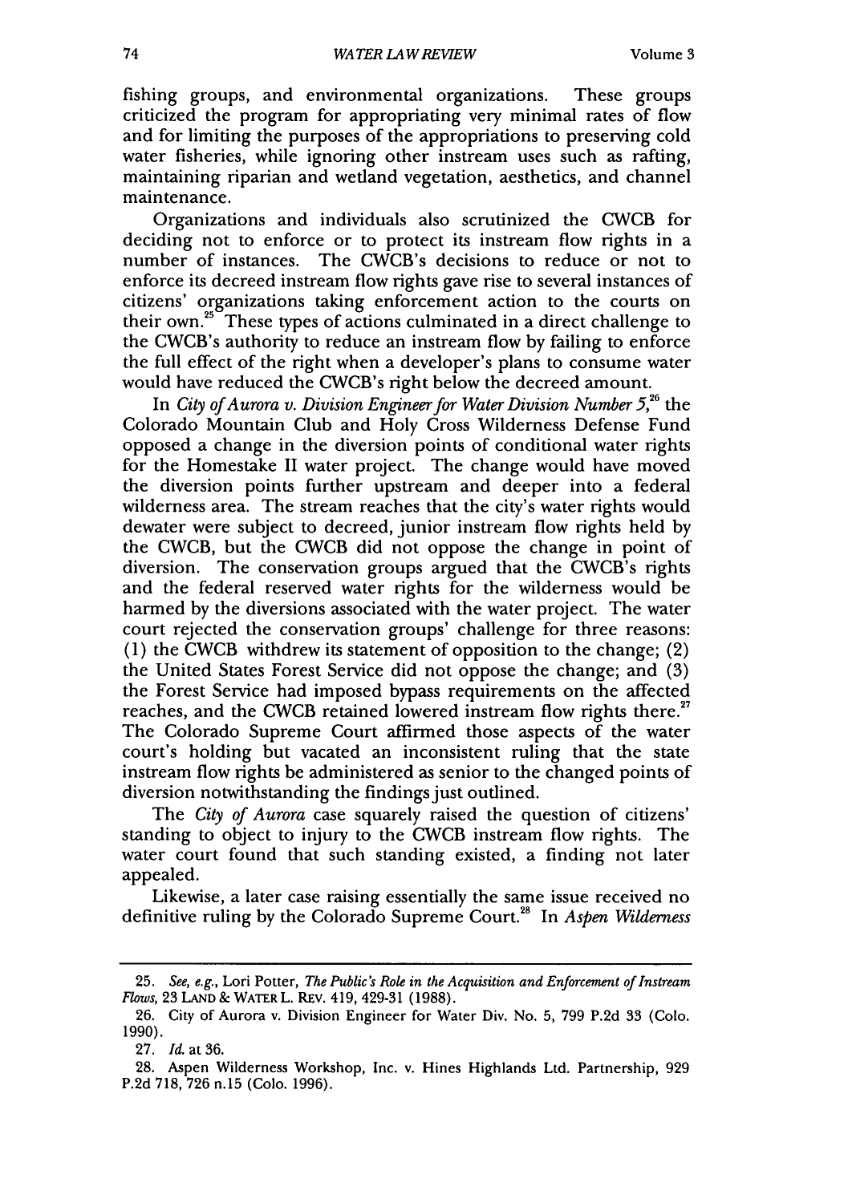fishing groups, and environmental organizations. These groups criticized the program for appropriating very minimal rates of flow and for limiting the purposes of the appropriations to preserving cold water fisheries, while ignoring other instream uses such as rafting, maintaining riparian and wetland vegetation, aesthetics, and channel maintenance.

Organizations and individuals also scrutinized the CWCB for deciding not to enforce or to protect its instream flow rights in a number of instances. The CWCB's decisions to reduce or not to enforce its decreed instream flow rights gave rise to several instances of citizens' organizations taking enforcement action to the courts on their own.[25] These types of actions culminated in a direct challenge to the CWCB's authority to reduce an instream flow by failing to enforce the full effect of the right when a developer's plans to consume water would have reduced the CWCB's right below the decreed amount.

In *City of Aurora v. Division Engineer for Water Division Number 5*,[26] the Colorado Mountain Club and Holy Cross Wilderness Defense Fund opposed a change in the diversion points of conditional water rights for the Homestake II water project. The change would have moved the diversion points further upstream and deeper into a federal wilderness area. The stream reaches that the city's water rights would dewater were subject to decreed, junior instream flow rights held by the CWCB, but the CWCB did not oppose the change in point of diversion. The conservation groups argued that the CWCB's rights and the federal reserved water rights for the wilderness would be harmed by the diversions associated with the water project. The water court rejected the conservation groups' challenge for three reasons: (1) the CWCB withdrew its statement of opposition to the change; (2) the United States Forest Service did not oppose the change; and (3) the Forest Service had imposed bypass requirements on the affected reaches, and the CWCB retained lowered instream flow rights there.[27] The Colorado Supreme Court affirmed those aspects of the water court's holding but vacated an inconsistent ruling that the state instream flow rights be administered as senior to the changed points of diversion notwithstanding the findings just outlined.

The *City of Aurora* case squarely raised the question of citizens' standing to object to injury to the CWCB instream flow rights. The water court found that such standing existed, a finding not later appealed.

Likewise, a later case raising essentially the same issue received no definitive ruling by the Colorado Supreme Court.[28] In *Aspen Wilderness*

---

25. *See, e.g.*, Lori Potter, *The Public's Role in the Acquisition and Enforcement of Instream Flows*, 23 LAND & WATER L. REV. 419, 429-31 (1988).

26. City of Aurora v. Division Engineer for Water Div. No. 5, 799 P.2d 33 (Colo. 1990).

27. *Id.* at 36.

28. Aspen Wilderness Workshop, Inc. v. Hines Highlands Ltd. Partnership, 929 P.2d 718, 726 n.15 (Colo. 1996).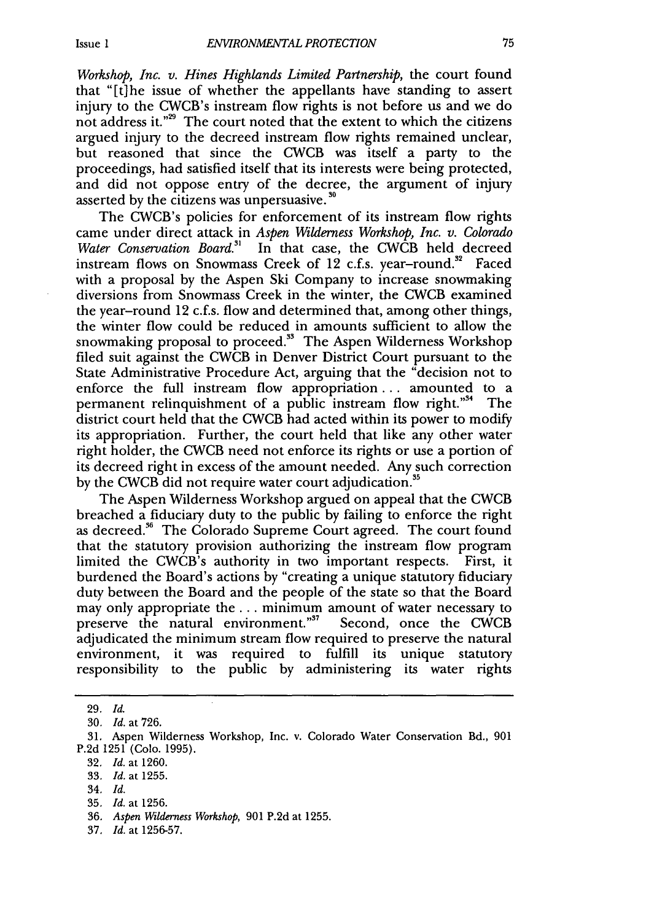*Workshop, Inc. v. Hines Highlands Limited Partnership*, the court found that "[t]he issue of whether the appellants have standing to assert injury to the CWCB's instream flow rights is not before us and we do not address it."[29] The court noted that the extent to which the citizens argued injury to the decreed instream flow rights remained unclear, but reasoned that since the CWCB was itself a party to the proceedings, had satisfied itself that its interests were being protected, and did not oppose entry of the decree, the argument of injury asserted by the citizens was unpersuasive.[30]

The CWCB's policies for enforcement of its instream flow rights came under direct attack in *Aspen Wilderness Workshop, Inc. v. Colorado Water Conservation Board*.[31] In that case, the CWCB held decreed instream flows on Snowmass Creek of 12 c.f.s. year-round.[32] Faced with a proposal by the Aspen Ski Company to increase snowmaking diversions from Snowmass Creek in the winter, the CWCB examined the year-round 12 c.f.s. flow and determined that, among other things, the winter flow could be reduced in amounts sufficient to allow the snowmaking proposal to proceed.[33] The Aspen Wilderness Workshop filed suit against the CWCB in Denver District Court pursuant to the State Administrative Procedure Act, arguing that the "decision not to enforce the full instream flow appropriation . . . amounted to a permanent relinquishment of a public instream flow right."[34] The district court held that the CWCB had acted within its power to modify its appropriation. Further, the court held that like any other water right holder, the CWCB need not enforce its rights or use a portion of its decreed right in excess of the amount needed. Any such correction by the CWCB did not require water court adjudication.[35]

The Aspen Wilderness Workshop argued on appeal that the CWCB breached a fiduciary duty to the public by failing to enforce the right as decreed.[36] The Colorado Supreme Court agreed. The court found that the statutory provision authorizing the instream flow program limited the CWCB's authority in two important respects. First, it burdened the Board's actions by "creating a unique statutory fiduciary duty between the Board and the people of the state so that the Board may only appropriate the . . . minimum amount of water necessary to preserve the natural environment."[37] Second, once the CWCB adjudicated the minimum stream flow required to preserve the natural environment, it was required to fulfill its unique statutory responsibility to the public by administering its water rights

---

29. *Id.*

30. *Id.* at 726.

31. Aspen Wilderness Workshop, Inc. v. Colorado Water Conservation Bd., 901 P.2d 1251 (Colo. 1995).

32. *Id.* at 1260.

33. *Id.* at 1255.

34. *Id.*

35. *Id.* at 1256.

36. *Aspen Wilderness Workshop*, 901 P.2d at 1255.

37. *Id.* at 1256-57.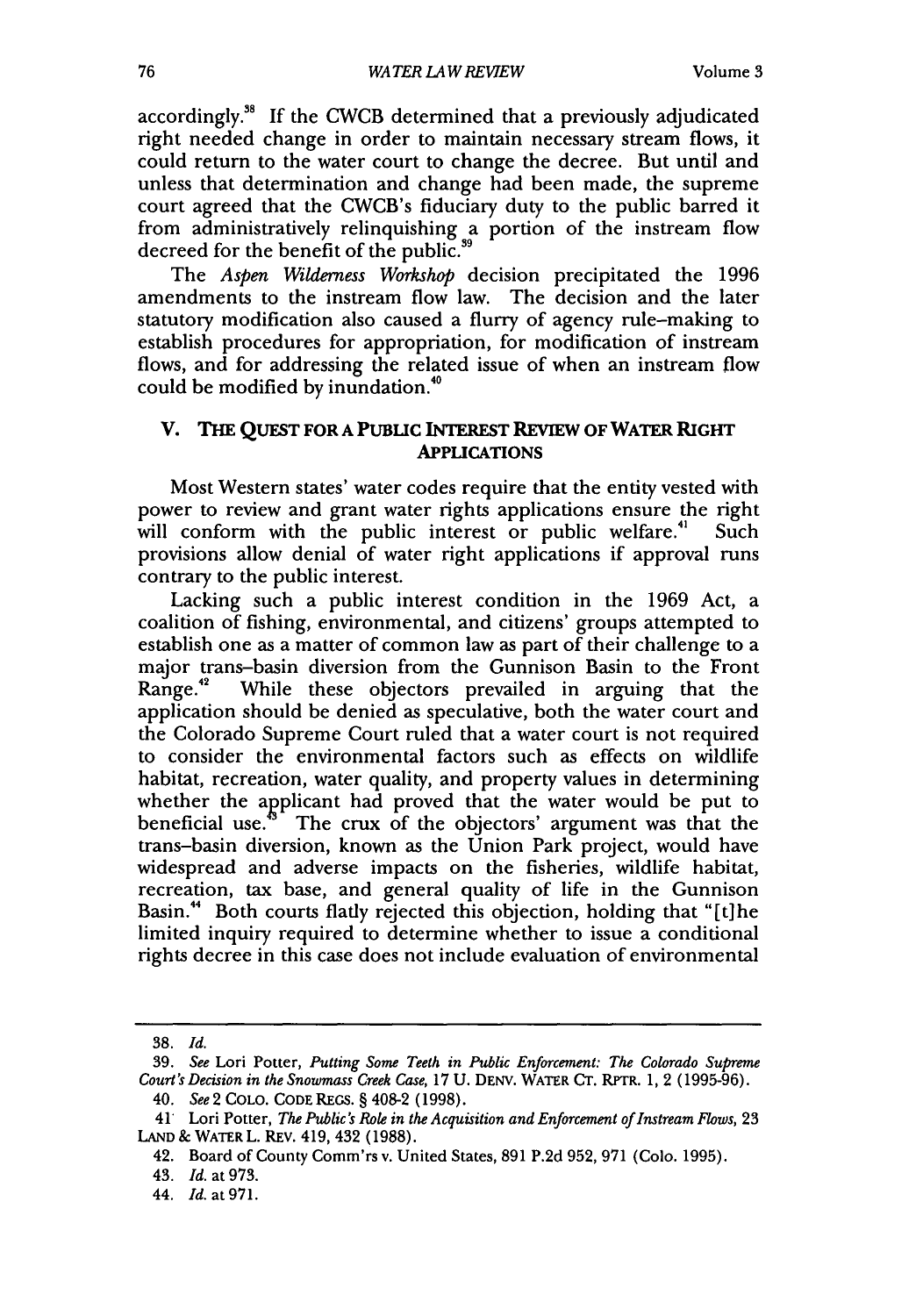accordingly.[38] If the CWCB determined that a previously adjudicated right needed change in order to maintain necessary stream flows, it could return to the water court to change the decree. But until and unless that determination and change had been made, the supreme court agreed that the CWCB's fiduciary duty to the public barred it from administratively relinquishing a portion of the instream flow decreed for the benefit of the public.[39]

The *Aspen Wilderness Workshop* decision precipitated the 1996 amendments to the instream flow law. The decision and the later statutory modification also caused a flurry of agency rule-making to establish procedures for appropriation, for modification of instream flows, and for addressing the related issue of when an instream flow could be modified by inundation.[40]

## V. THE QUEST FOR A PUBLIC INTEREST REVIEW OF WATER RIGHT APPLICATIONS

Most Western states' water codes require that the entity vested with power to review and grant water rights applications ensure the right will conform with the public interest or public welfare.[41] Such provisions allow denial of water right applications if approval runs contrary to the public interest.

Lacking such a public interest condition in the 1969 Act, a coalition of fishing, environmental, and citizens' groups attempted to establish one as a matter of common law as part of their challenge to a major trans-basin diversion from the Gunnison Basin to the Front Range.[42] While these objectors prevailed in arguing that the application should be denied as speculative, both the water court and the Colorado Supreme Court ruled that a water court is not required to consider the environmental factors such as effects on wildlife habitat, recreation, water quality, and property values in determining whether the applicant had proved that the water would be put to beneficial use.[43] The crux of the objectors' argument was that the trans-basin diversion, known as the Union Park project, would have widespread and adverse impacts on the fisheries, wildlife habitat, recreation, tax base, and general quality of life in the Gunnison Basin.[44] Both courts flatly rejected this objection, holding that "[t]he limited inquiry required to determine whether to issue a conditional rights decree in this case does not include evaluation of environmental

---

38. *Id.*

39. *See* Lori Potter, *Putting Some Teeth in Public Enforcement: The Colorado Supreme Court's Decision in the Snowmass Creek Case*, 17 U. DENV. WATER CT. RPTR. 1, 2 (1995-96).

40. *See* 2 COLO. CODE REGS. § 408-2 (1998).

41. Lori Potter, *The Public's Role in the Acquisition and Enforcement of Instream Flows*, 23 LAND & WATER L. REV. 419, 432 (1988).

42. Board of County Comm'rs v. United States, 891 P.2d 952, 971 (Colo. 1995).

43. *Id.* at 973.

44. *Id.* at 971.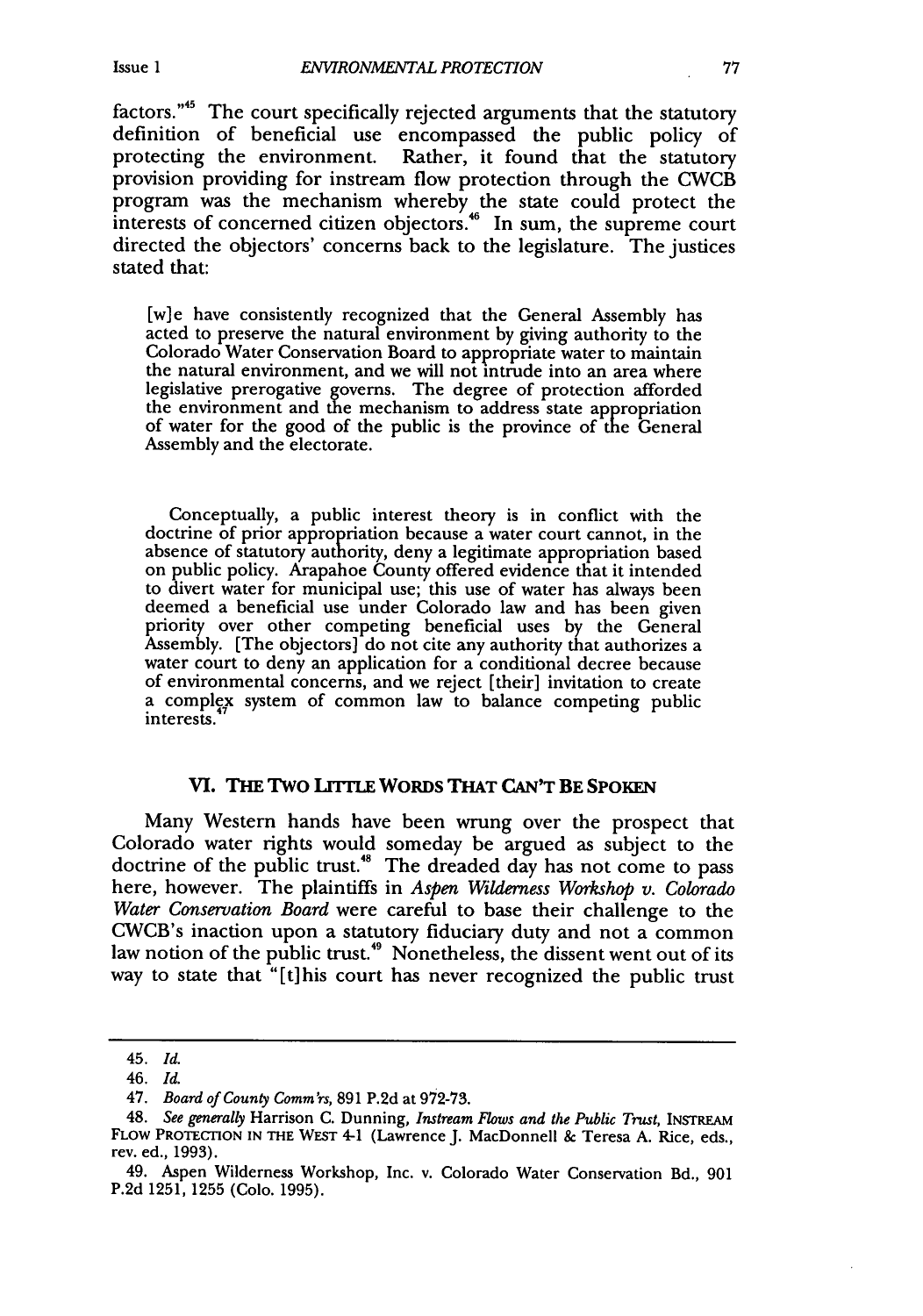factors."[45] The court specifically rejected arguments that the statutory definition of beneficial use encompassed the public policy of protecting the environment. Rather, it found that the statutory provision providing for instream flow protection through the CWCB program was the mechanism whereby the state could protect the interests of concerned citizen objectors.[46] In sum, the supreme court directed the objectors' concerns back to the legislature. The justices stated that:

> [w]e have consistently recognized that the General Assembly has acted to preserve the natural environment by giving authority to the Colorado Water Conservation Board to appropriate water to maintain the natural environment, and we will not intrude into an area where legislative prerogative governs. The degree of protection afforded the environment and the mechanism to address state appropriation of water for the good of the public is the province of the General Assembly and the electorate.
>
> Conceptually, a public interest theory is in conflict with the doctrine of prior appropriation because a water court cannot, in the absence of statutory authority, deny a legitimate appropriation based on public policy. Arapahoe County offered evidence that it intended to divert water for municipal use; this use of water has always been deemed a beneficial use under Colorado law and has been given priority over other competing beneficial uses by the General Assembly. [The objectors] do not cite any authority that authorizes a water court to deny an application for a conditional decree because of environmental concerns, and we reject [their] invitation to create a complex system of common law to balance competing public interests.[47]

## VI. THE TWO LITTLE WORDS THAT CAN'T BE SPOKEN

Many Western hands have been wrung over the prospect that Colorado water rights would someday be argued as subject to the doctrine of the public trust.[48] The dreaded day has not come to pass here, however. The plaintiffs in *Aspen Wilderness Workshop v. Colorado Water Conservation Board* were careful to base their challenge to the CWCB's inaction upon a statutory fiduciary duty and not a common law notion of the public trust.[49] Nonetheless, the dissent went out of its way to state that "[t]his court has never recognized the public trust

---

45. *Id.*

46. *Id.*

47. *Board of County Comm'rs*, 891 P.2d at 972-73.

48. *See generally* Harrison C. Dunning, *Instream Flows and the Public Trust*, INSTREAM FLOW PROTECTION IN THE WEST 4-1 (Lawrence J. MacDonnell & Teresa A. Rice, eds., rev. ed., 1993).

49. Aspen Wilderness Workshop, Inc. v. Colorado Water Conservation Bd., 901 P.2d 1251, 1255 (Colo. 1995).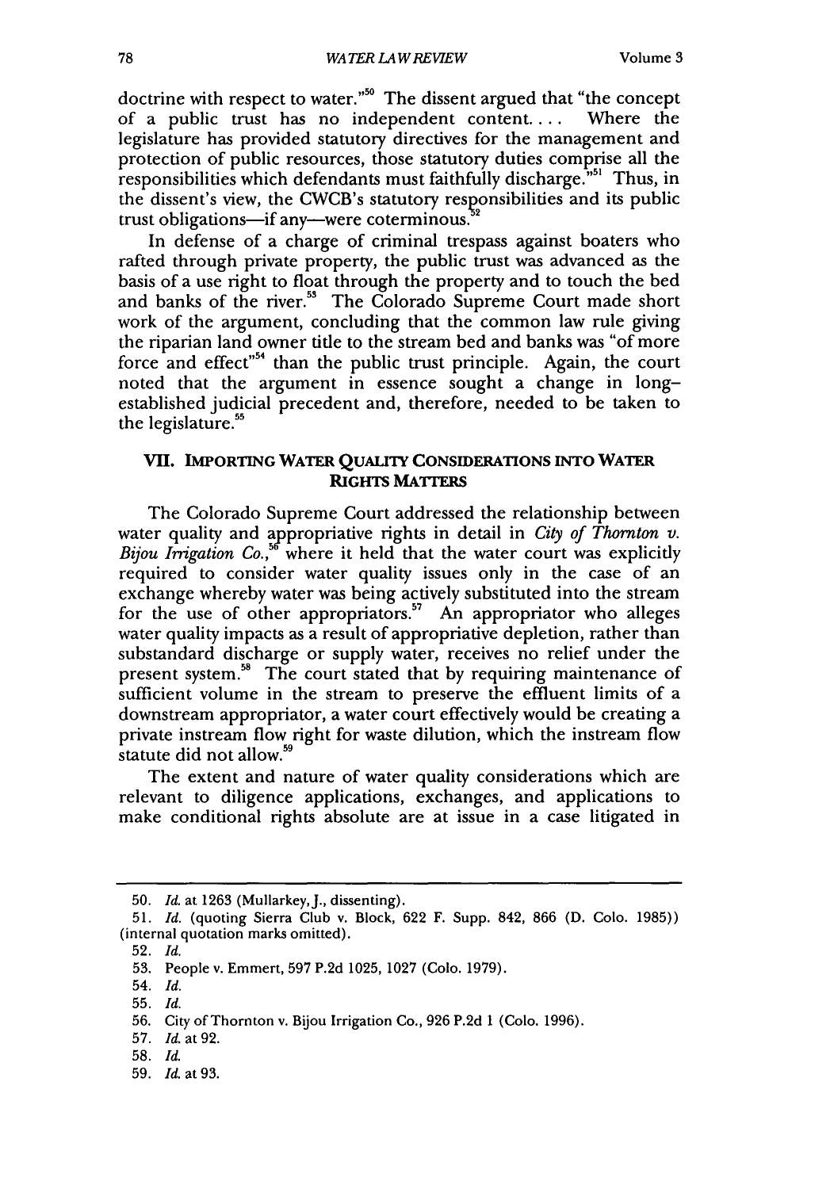doctrine with respect to water."[50] The dissent argued that "the concept of a public trust has no independent content.... Where the legislature has provided statutory directives for the management and protection of public resources, those statutory duties comprise all the responsibilities which defendants must faithfully discharge."[51] Thus, in the dissent's view, the CWCB's statutory responsibilities and its public trust obligations—if any—were coterminous.[52]

In defense of a charge of criminal trespass against boaters who rafted through private property, the public trust was advanced as the basis of a use right to float through the property and to touch the bed and banks of the river.[53] The Colorado Supreme Court made short work of the argument, concluding that the common law rule giving the riparian land owner title to the stream bed and banks was "of more force and effect"[54] than the public trust principle. Again, the court noted that the argument in essence sought a change in long-established judicial precedent and, therefore, needed to be taken to the legislature.[55]

## VII. IMPORTING WATER QUALITY CONSIDERATIONS INTO WATER RIGHTS MATTERS

The Colorado Supreme Court addressed the relationship between water quality and appropriative rights in detail in *City of Thornton v. Bijou Irrigation Co.*,[56] where it held that the water court was explicitly required to consider water quality issues only in the case of an exchange whereby water was being actively substituted into the stream for the use of other appropriators.[57] An appropriator who alleges water quality impacts as a result of appropriative depletion, rather than substandard discharge or supply water, receives no relief under the present system.[58] The court stated that by requiring maintenance of sufficient volume in the stream to preserve the effluent limits of a downstream appropriator, a water court effectively would be creating a private instream flow right for waste dilution, which the instream flow statute did not allow.[59]

The extent and nature of water quality considerations which are relevant to diligence applications, exchanges, and applications to make conditional rights absolute are at issue in a case litigated in

---

50. *Id.* at 1263 (Mullarkey, J., dissenting).

51. *Id.* (quoting Sierra Club v. Block, 622 F. Supp. 842, 866 (D. Colo. 1985)) (internal quotation marks omitted).

52. *Id.*

53. People v. Emmert, 597 P.2d 1025, 1027 (Colo. 1979).

54. *Id.*

55. *Id.*

56. City of Thornton v. Bijou Irrigation Co., 926 P.2d 1 (Colo. 1996).

57. *Id.* at 92.

58. *Id.*

59. *Id.* at 93.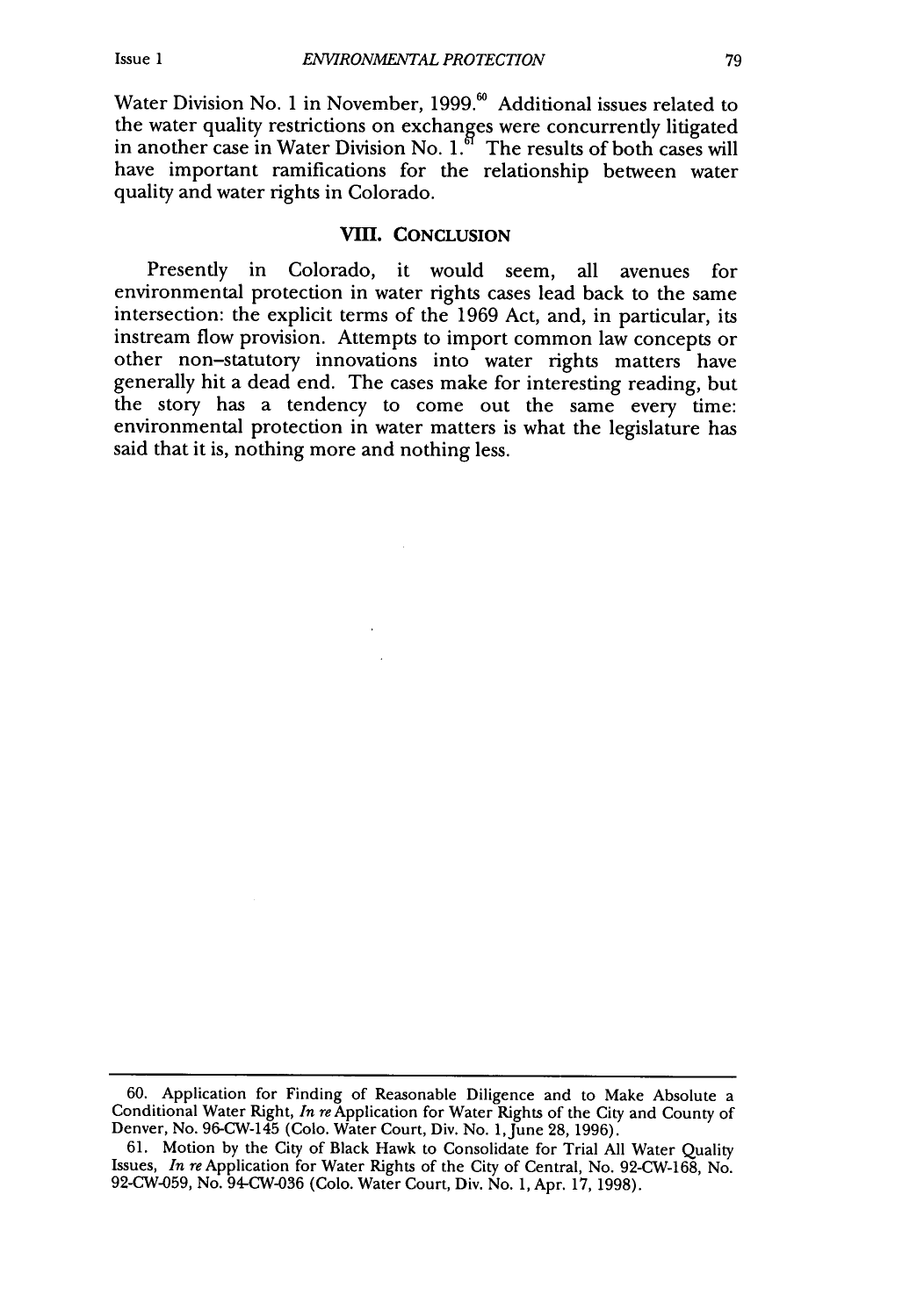Water Division No. 1 in November, 1999.[60] Additional issues related to the water quality restrictions on exchanges were concurrently litigated in another case in Water Division No. 1.[61] The results of both cases will have important ramifications for the relationship between water quality and water rights in Colorado.

## VIII. CONCLUSION

Presently in Colorado, it would seem, all avenues for environmental protection in water rights cases lead back to the same intersection: the explicit terms of the 1969 Act, and, in particular, its instream flow provision. Attempts to import common law concepts or other non-statutory innovations into water rights matters have generally hit a dead end. The cases make for interesting reading, but the story has a tendency to come out the same every time: environmental protection in water matters is what the legislature has said that it is, nothing more and nothing less.

---

60. Application for Finding of Reasonable Diligence and to Make Absolute a Conditional Water Right, *In re* Application for Water Rights of the City and County of Denver, No. 96-CW-145 (Colo. Water Court, Div. No. 1, June 28, 1996).

61. Motion by the City of Black Hawk to Consolidate for Trial All Water Quality Issues, *In re* Application for Water Rights of the City of Central, No. 92-CW-168, No. 92-CW-059, No. 94-CW-036 (Colo. Water Court, Div. No. 1, Apr. 17, 1998).